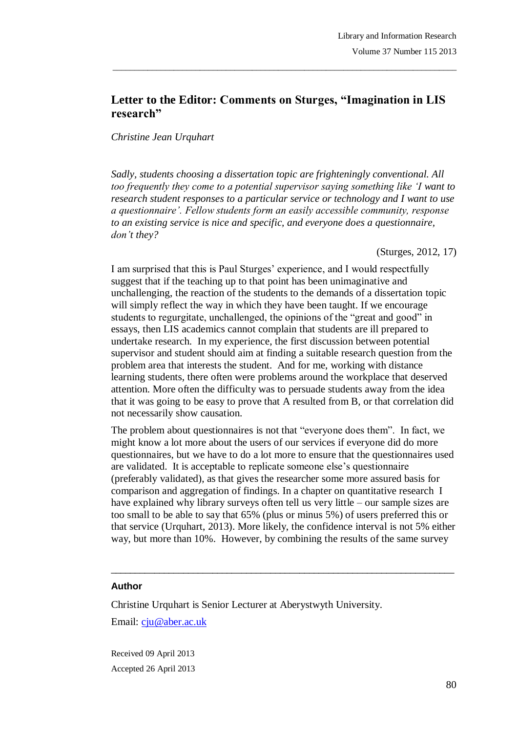# Letter to the Editor: Comments on Sturges, "Imagination in LIS research"

*Christine Jean Urquhart*

*Sadly, students choosing a dissertation topic are frighteningly conventional. All too frequently they come to a potential supervisor saying something like 'I want to research student responses to a particular service or technology and I want to use a questionnaire'. Fellow students form an easily accessible community, response to an existing service is nice and specific, and everyone does a questionnaire, don't they?*

(Sturges, 2012, 17)

I am surprised that this is Paul Sturges' experience, and I would respectfully suggest that if the teaching up to that point has been unimaginative and unchallenging, the reaction of the students to the demands of a dissertation topic will simply reflect the way in which they have been taught. If we encourage students to regurgitate, unchallenged, the opinions of the "great and good" in essays, then LIS academics cannot complain that students are ill prepared to undertake research. In my experience, the first discussion between potential supervisor and student should aim at finding a suitable research question from the problem area that interests the student. And for me, working with distance learning students, there often were problems around the workplace that deserved attention. More often the difficulty was to persuade students away from the idea that it was going to be easy to prove that A resulted from B, or that correlation did not necessarily show causation.

The problem about questionnaires is not that "everyone does them". In fact, we might know a lot more about the users of our services if everyone did do more questionnaires, but we have to do a lot more to ensure that the questionnaires used are validated. It is acceptable to replicate someone else's questionnaire (preferably validated), as that gives the researcher some more assured basis for comparison and aggregation of findings. In a chapter on quantitative research I have explained why library surveys often tell us very little – our sample sizes are too small to be able to say that 65% (plus or minus 5%) of users preferred this or that service (Urquhart, 2013). More likely, the confidence interval is not 5% either way, but more than 10%. However, by combining the results of the same survey

---

**Author**

Christine Urquhart is Senior Lecturer at Aberystwyth University.

Email: [cju@aber.ac.uk](mailto:cju@aber.ac.uk)

Received 09 April 2013

Accepted 26 April 2013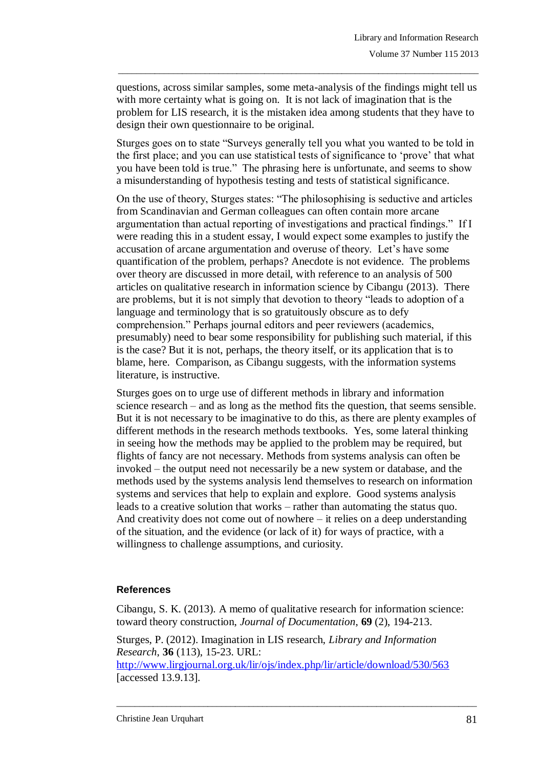questions, across similar samples, some meta-analysis of the findings might tell us with more certainty what is going on. It is not lack of imagination that is the problem for LIS research, it is the mistaken idea among students that they have to design their own questionnaire to be original.

Sturges goes on to state "Surveys generally tell you what you wanted to be told in the first place; and you can use statistical tests of significance to 'prove' that what you have been told is true." The phrasing here is unfortunate, and seems to show a misunderstanding of hypothesis testing and tests of statistical significance.

On the use of theory, Sturges states: "The philosophising is seductive and articles from Scandinavian and German colleagues can often contain more arcane argumentation than actual reporting of investigations and practical findings." If I were reading this in a student essay, I would expect some examples to justify the accusation of arcane argumentation and overuse of theory. Let's have some quantification of the problem, perhaps? Anecdote is not evidence. The problems over theory are discussed in more detail, with reference to an analysis of 500 articles on qualitative research in information science by Cibangu (2013). There are problems, but it is not simply that devotion to theory "leads to adoption of a language and terminology that is so gratuitously obscure as to defy comprehension." Perhaps journal editors and peer reviewers (academics, presumably) need to bear some responsibility for publishing such material, if this is the case? But it is not, perhaps, the theory itself, or its application that is to blame, here. Comparison, as Cibangu suggests, with the information systems literature, is instructive.

Sturges goes on to urge use of different methods in library and information science research – and as long as the method fits the question, that seems sensible. But it is not necessary to be imaginative to do this, as there are plenty examples of different methods in the research methods textbooks. Yes, some lateral thinking in seeing how the methods may be applied to the problem may be required, but flights of fancy are not necessary. Methods from systems analysis can often be invoked – the output need not necessarily be a new system or database, and the methods used by the systems analysis lend themselves to research on information systems and services that help to explain and explore. Good systems analysis leads to a creative solution that works – rather than automating the status quo. And creativity does not come out of nowhere – it relies on a deep understanding of the situation, and the evidence (or lack of it) for ways of practice, with a willingness to challenge assumptions, and curiosity.

## References

Cibangu, S. K. (2013). A memo of qualitative research for information science: toward theory construction, *Journal of Documentation*, **69** (2), 194-213.

Sturges, P. (2012). Imagination in LIS research, *Library and Information Research*, **36** (113), 15-23. URL: http://www.lirgjournal.org.uk/lir/ojs/index.php/lir/article/download/530/563 [accessed 13.9.13].

Christine Jean Urquhart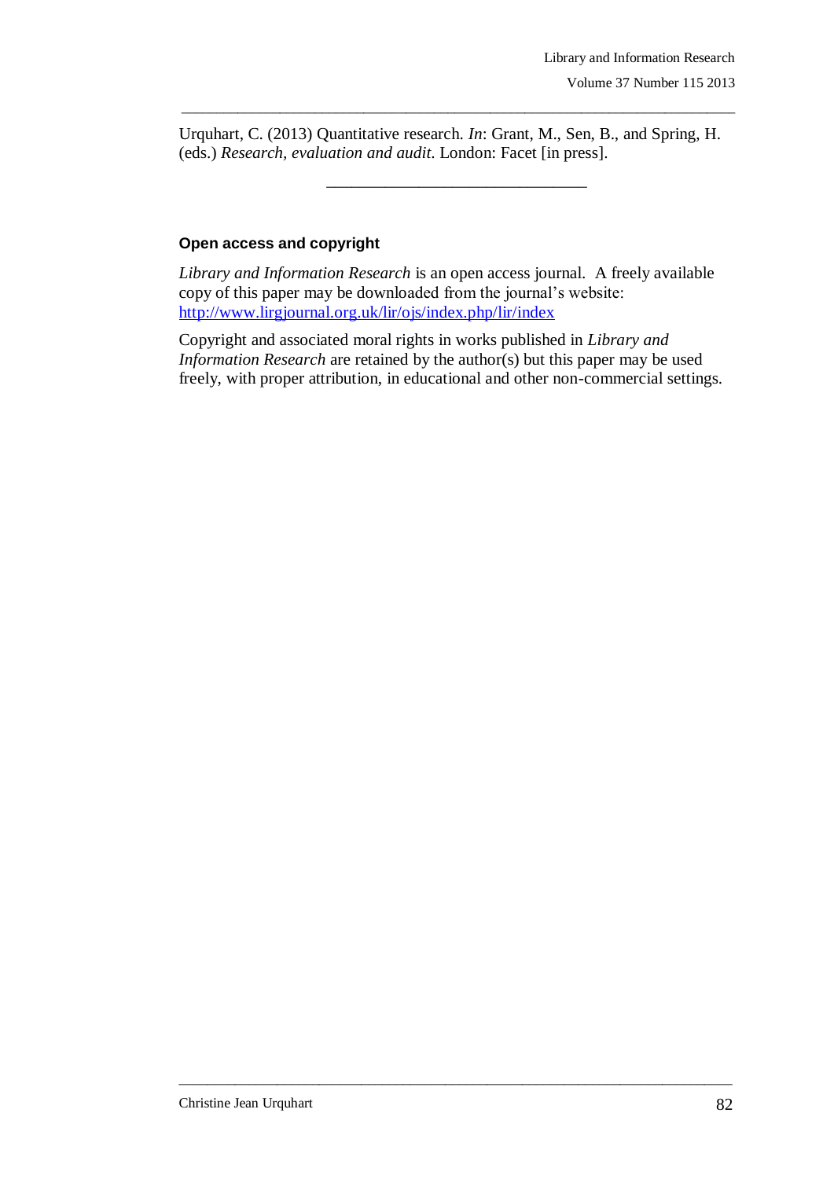Urquhart, C. (2013) Quantitative research. *In*: Grant, M., Sen, B., and Spring, H. (eds.) *Research, evaluation and audit*. London: Facet [in press].

---

**Open access and copyright**

*Library and Information Research* is an open access journal. A freely available copy of this paper may be downloaded from the journal's website: [http://www.lirgjournal.org.uk/lir/ojs/index.php/lir/index](http://www.lirgjournal.org.uk/lir/ojs/index.php/lir/index)

Copyright and associated moral rights in works published in *Library and Information Research* are retained by the author(s) but this paper may be used freely, with proper attribution, in educational and other non-commercial settings.